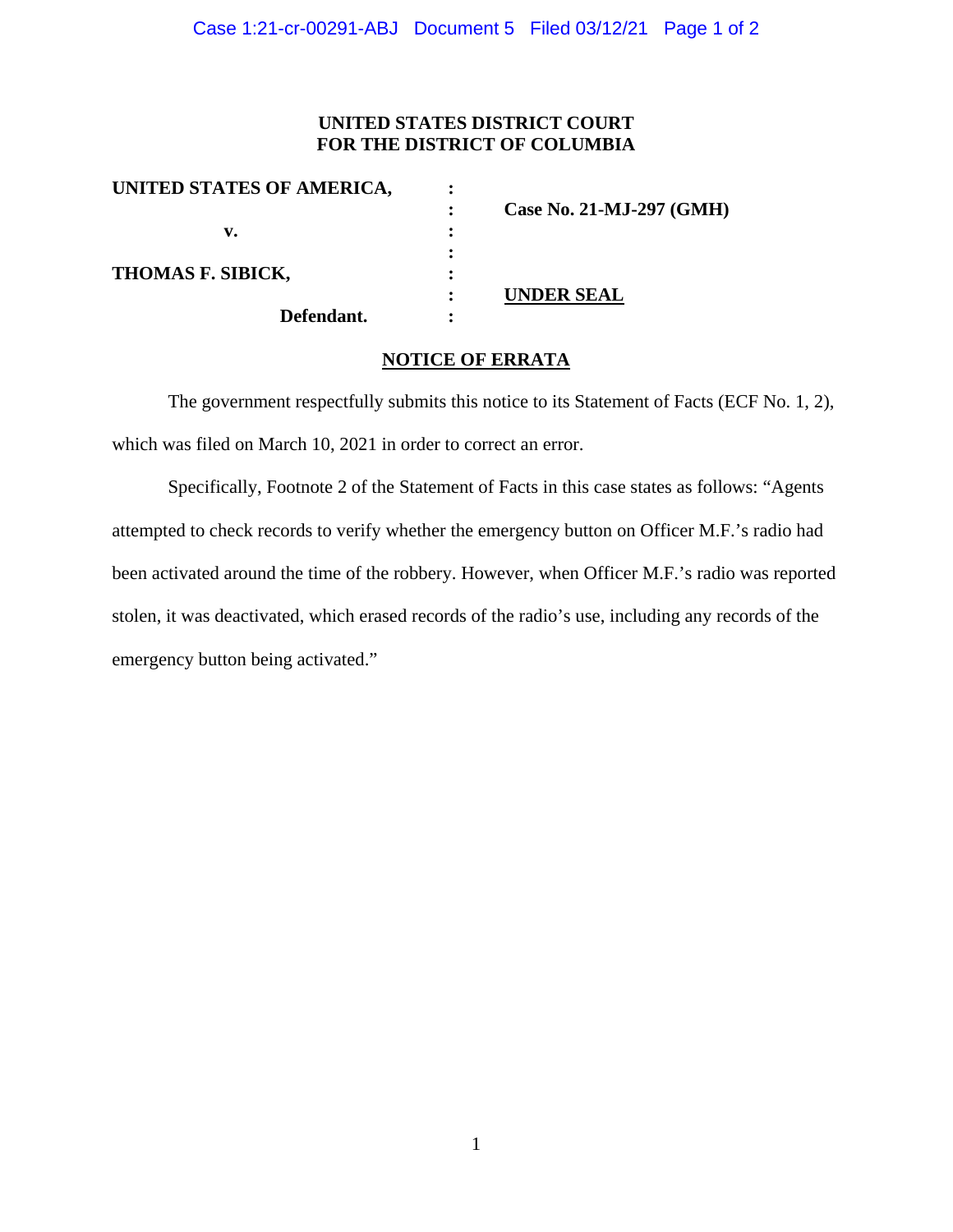**UNITED STATES DISTRICT COURT**
**FOR THE DISTRICT OF COLUMBIA**

| | | |
|---|---|---|
| **UNITED STATES OF AMERICA,** | : | |
| | : | **Case No. 21-MJ-297 (GMH)** |
| **v.** | : | |
| | : | |
| **THOMAS F. SIBICK,** | : | |
| | : | **UNDER SEAL** |
| **Defendant.** | : | |

## NOTICE OF ERRATA

The government respectfully submits this notice to its Statement of Facts (ECF No. 1, 2), which was filed on March 10, 2021 in order to correct an error.

Specifically, Footnote 2 of the Statement of Facts in this case states as follows: "Agents attempted to check records to verify whether the emergency button on Officer M.F.'s radio had been activated around the time of the robbery. However, when Officer M.F.'s radio was reported stolen, it was deactivated, which erased records of the radio's use, including any records of the emergency button being activated."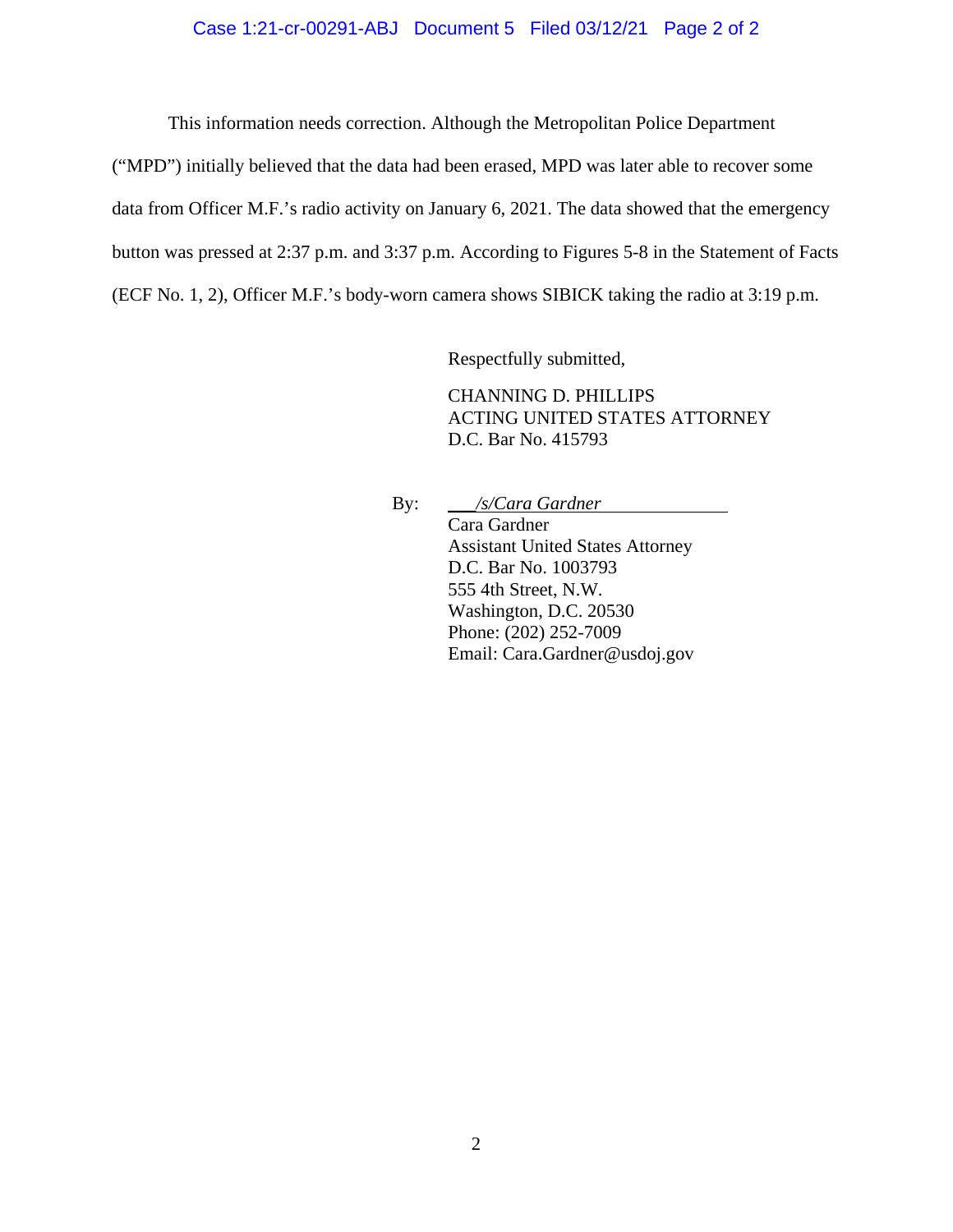This information needs correction. Although the Metropolitan Police Department ("MPD") initially believed that the data had been erased, MPD was later able to recover some data from Officer M.F.'s radio activity on January 6, 2021. The data showed that the emergency button was pressed at 2:37 p.m. and 3:37 p.m. According to Figures 5-8 in the Statement of Facts (ECF No. 1, 2), Officer M.F.'s body-worn camera shows SIBICK taking the radio at 3:19 p.m.

Respectfully submitted,

CHANNING D. PHILLIPS
ACTING UNITED STATES ATTORNEY
D.C. Bar No. 415793

By: *___/s/Cara Gardner*
Cara Gardner
Assistant United States Attorney
D.C. Bar No. 1003793
555 4th Street, N.W.
Washington, D.C. 20530
Phone: (202) 252-7009
Email: Cara.Gardner@usdoj.gov